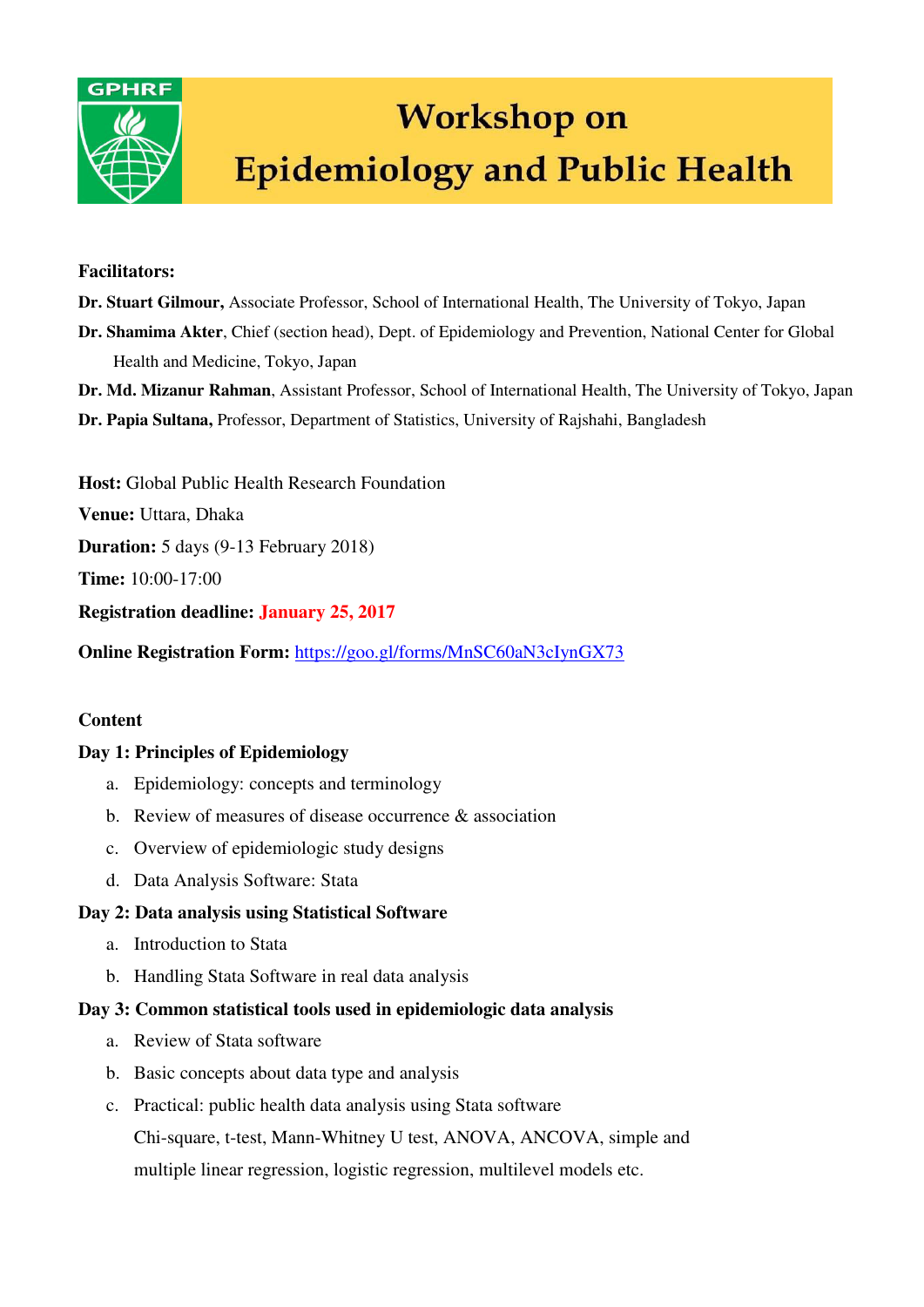GPHRF

# Workshop on Epidemiology and Public Health

**Facilitators:**

**Dr. Stuart Gilmour,** Associate Professor, School of International Health, The University of Tokyo, Japan

**Dr. Shamima Akter**, Chief (section head), Dept. of Epidemiology and Prevention, National Center for Global Health and Medicine, Tokyo, Japan

**Dr. Md. Mizanur Rahman**, Assistant Professor, School of International Health, The University of Tokyo, Japan

**Dr. Papia Sultana,** Professor, Department of Statistics, University of Rajshahi, Bangladesh

**Host:** Global Public Health Research Foundation

**Venue:** Uttara, Dhaka

**Duration:** 5 days (9-13 February 2018)

**Time:** 10:00-17:00

**Registration deadline:** **January 25, 2017**

**Online Registration Form:** https://goo.gl/forms/MnSC60aN3cIynGX73

**Content**

**Day 1: Principles of Epidemiology**

a. Epidemiology: concepts and terminology
b. Review of measures of disease occurrence & association
c. Overview of epidemiologic study designs
d. Data Analysis Software: Stata

**Day 2: Data analysis using Statistical Software**

a. Introduction to Stata
b. Handling Stata Software in real data analysis

**Day 3: Common statistical tools used in epidemiologic data analysis**

a. Review of Stata software
b. Basic concepts about data type and analysis
c. Practical: public health data analysis using Stata software
   Chi-square, t-test, Mann-Whitney U test, ANOVA, ANCOVA, simple and multiple linear regression, logistic regression, multilevel models etc.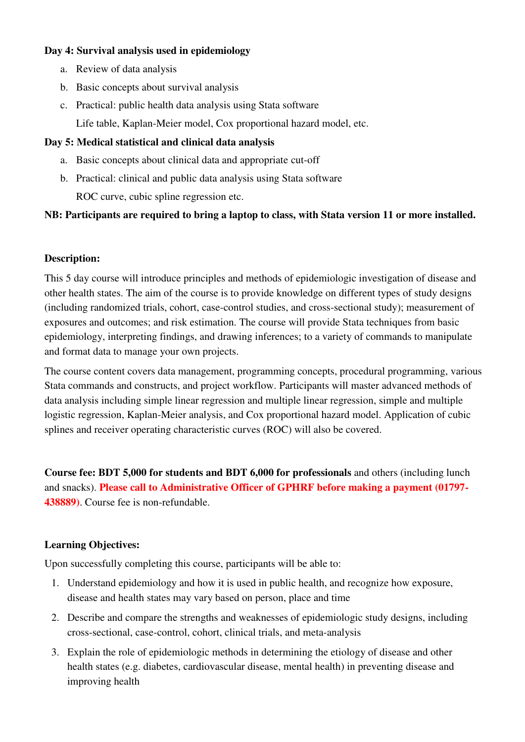**Day 4: Survival analysis used in epidemiology**

a. Review of data analysis
b. Basic concepts about survival analysis
c. Practical: public health data analysis using Stata software
   Life table, Kaplan-Meier model, Cox proportional hazard model, etc.

**Day 5: Medical statistical and clinical data analysis**

a. Basic concepts about clinical data and appropriate cut-off
b. Practical: clinical and public data analysis using Stata software
   ROC curve, cubic spline regression etc.

**NB: Participants are required to bring a laptop to class, with Stata version 11 or more installed.**

**Description:**

This 5 day course will introduce principles and methods of epidemiologic investigation of disease and other health states. The aim of the course is to provide knowledge on different types of study designs (including randomized trials, cohort, case-control studies, and cross-sectional study); measurement of exposures and outcomes; and risk estimation. The course will provide Stata techniques from basic epidemiology, interpreting findings, and drawing inferences; to a variety of commands to manipulate and format data to manage your own projects.

The course content covers data management, programming concepts, procedural programming, various Stata commands and constructs, and project workflow. Participants will master advanced methods of data analysis including simple linear regression and multiple linear regression, simple and multiple logistic regression, Kaplan-Meier analysis, and Cox proportional hazard model. Application of cubic splines and receiver operating characteristic curves (ROC) will also be covered.

**Course fee: BDT 5,000 for students and BDT 6,000 for professionals** and others (including lunch and snacks). **Please call to Administrative Officer of GPHRF before making a payment (01797-438889)**. Course fee is non-refundable.

**Learning Objectives:**

Upon successfully completing this course, participants will be able to:

1. Understand epidemiology and how it is used in public health, and recognize how exposure, disease and health states may vary based on person, place and time
2. Describe and compare the strengths and weaknesses of epidemiologic study designs, including cross-sectional, case-control, cohort, clinical trials, and meta-analysis
3. Explain the role of epidemiologic methods in determining the etiology of disease and other health states (e.g. diabetes, cardiovascular disease, mental health) in preventing disease and improving health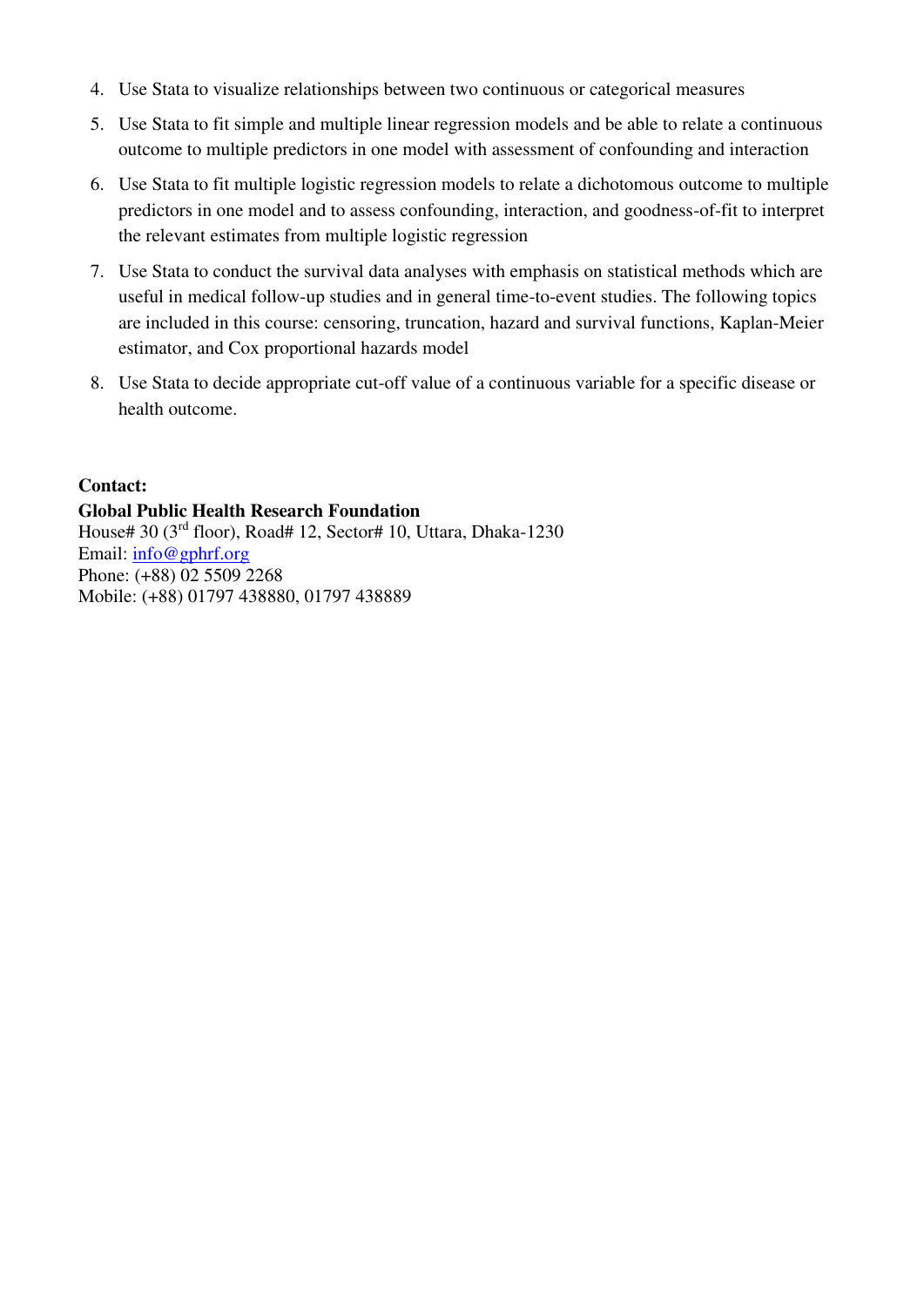4. Use Stata to visualize relationships between two continuous or categorical measures
5. Use Stata to fit simple and multiple linear regression models and be able to relate a continuous outcome to multiple predictors in one model with assessment of confounding and interaction
6. Use Stata to fit multiple logistic regression models to relate a dichotomous outcome to multiple predictors in one model and to assess confounding, interaction, and goodness-of-fit to interpret the relevant estimates from multiple logistic regression
7. Use Stata to conduct the survival data analyses with emphasis on statistical methods which are useful in medical follow-up studies and in general time-to-event studies. The following topics are included in this course: censoring, truncation, hazard and survival functions, Kaplan-Meier estimator, and Cox proportional hazards model
8. Use Stata to decide appropriate cut-off value of a continuous variable for a specific disease or health outcome.

**Contact:**

**Global Public Health Research Foundation**
House# 30 (3rd floor), Road# 12, Sector# 10, Uttara, Dhaka-1230
Email: info@gphrf.org
Phone: (+88) 02 5509 2268
Mobile: (+88) 01797 438880, 01797 438889